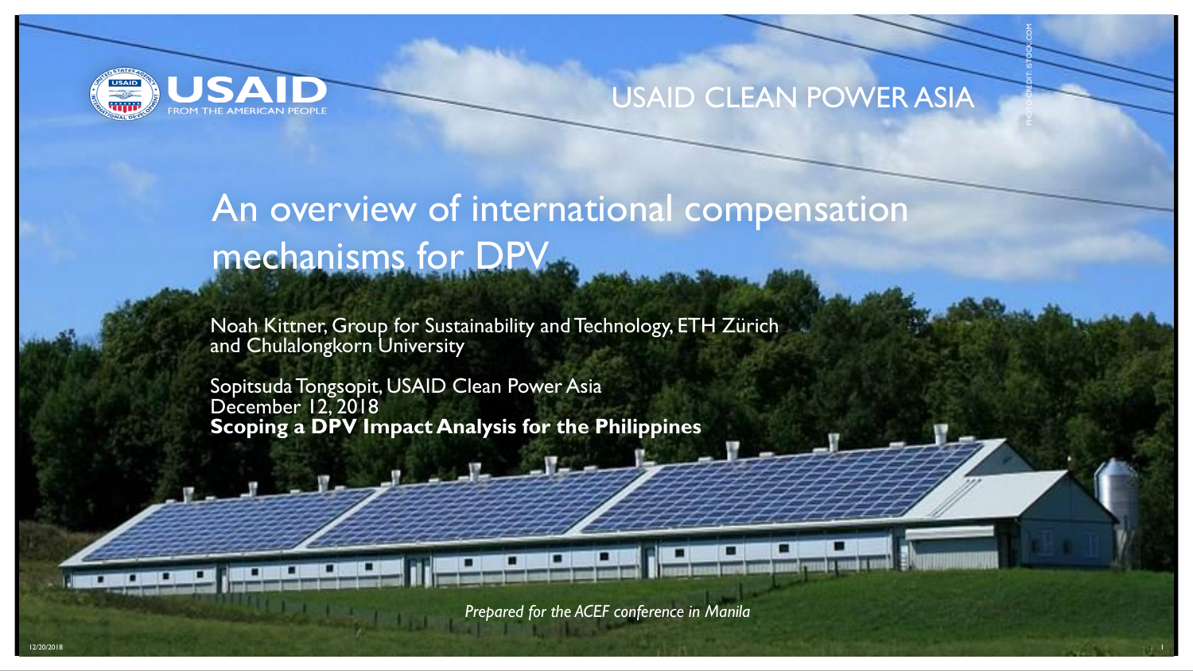USAID
FROM THE AMERICAN PEOPLE

USAID CLEAN POWER ASIA

# An overview of international compensation mechanisms for DPV

Noah Kittner, Group for Sustainability and Technology, ETH Zürich and Chulalongkorn University

Sopitsuda Tongsopit, USAID Clean Power Asia
December 12, 2018
**Scoping a DPV Impact Analysis for the Philippines**

*Prepared for the ACEF conference in Manila*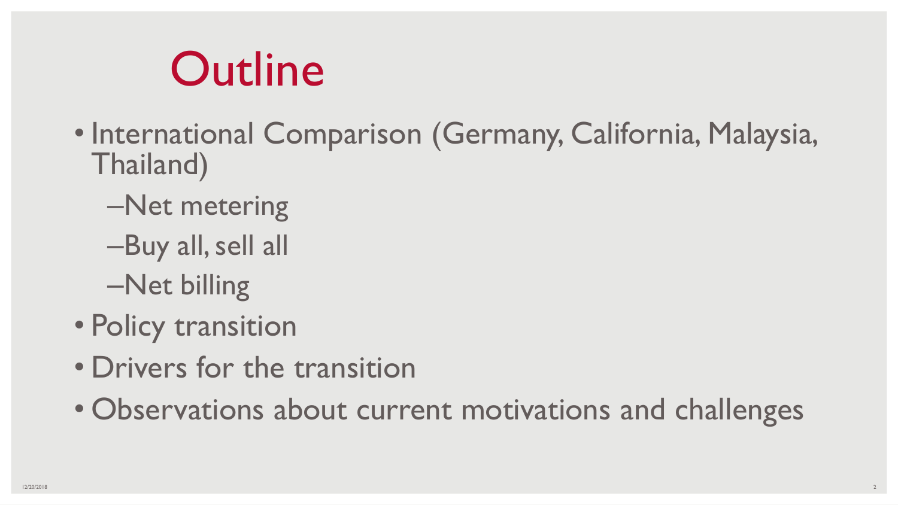# Outline

- International Comparison (Germany, California, Malaysia, Thailand)
  - Net metering
  - Buy all, sell all
  - Net billing
- Policy transition
- Drivers for the transition
- Observations about current motivations and challenges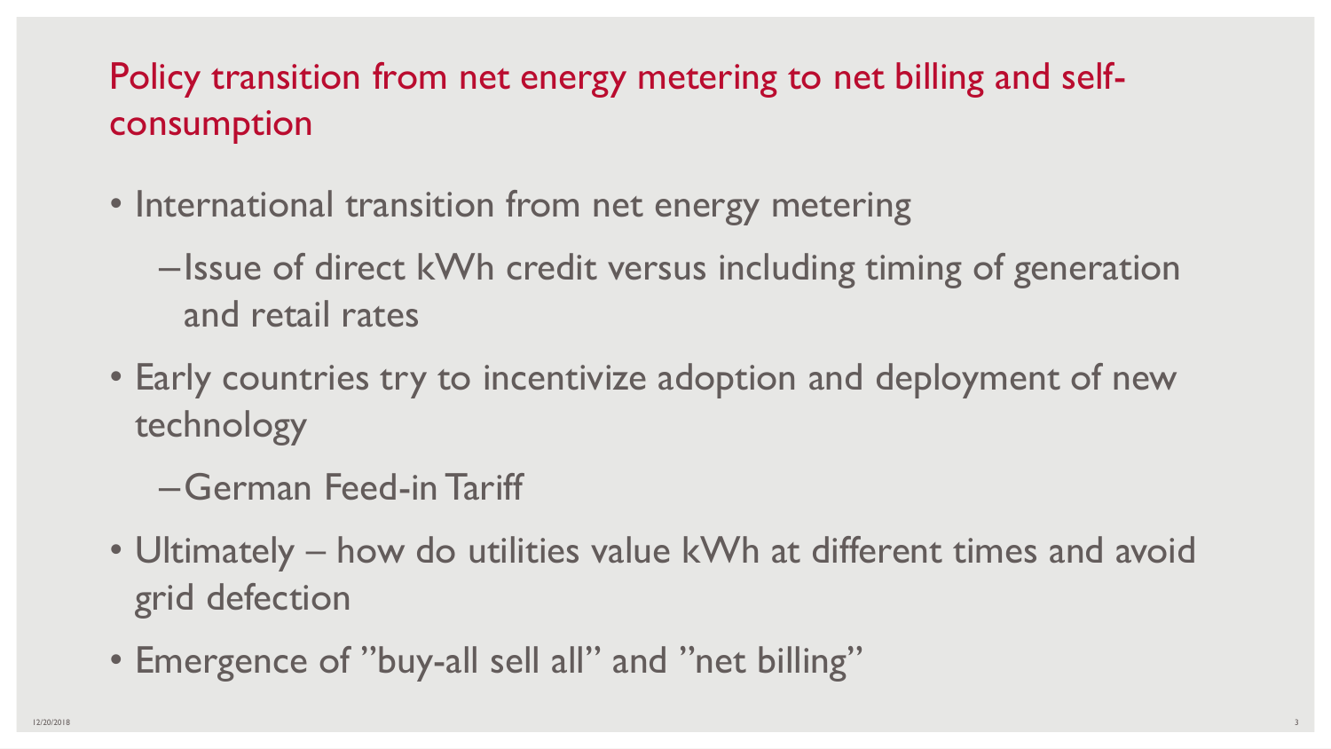## Policy transition from net energy metering to net billing and self-consumption

- International transition from net energy metering
  - Issue of direct kWh credit versus including timing of generation and retail rates
- Early countries try to incentivize adoption and deployment of new technology
  - German Feed-in Tariff
- Ultimately – how do utilities value kWh at different times and avoid grid defection
- Emergence of ”buy-all sell all” and ”net billing”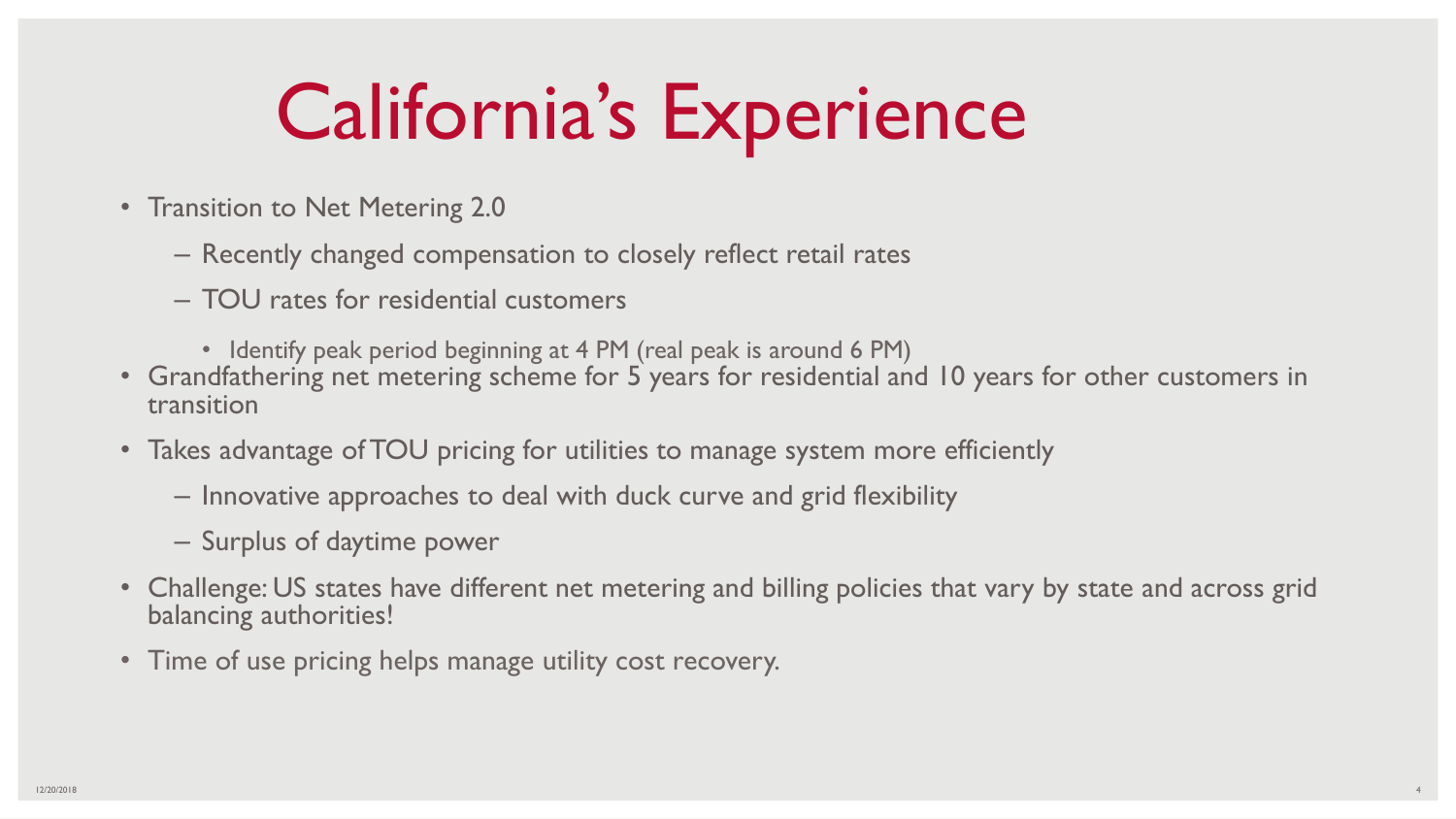# California's Experience

- Transition to Net Metering 2.0
  - Recently changed compensation to closely reflect retail rates
  - TOU rates for residential customers
    - Identify peak period beginning at 4 PM (real peak is around 6 PM)
- Grandfathering net metering scheme for 5 years for residential and 10 years for other customers in transition
- Takes advantage of TOU pricing for utilities to manage system more efficiently
  - Innovative approaches to deal with duck curve and grid flexibility
  - Surplus of daytime power
- Challenge: US states have different net metering and billing policies that vary by state and across grid balancing authorities!
- Time of use pricing helps manage utility cost recovery.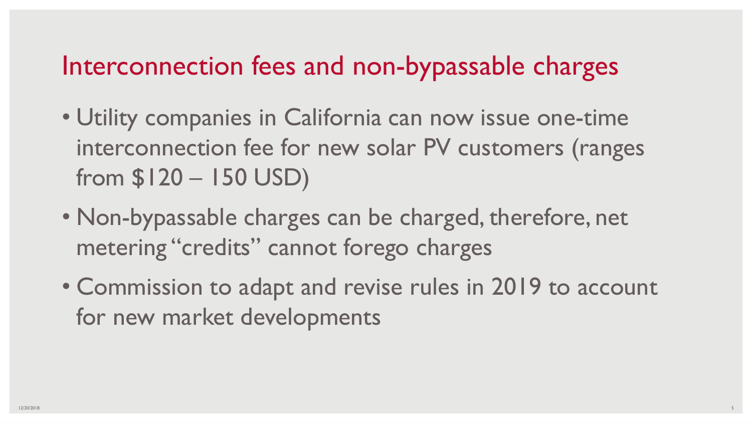# Interconnection fees and non-bypassable charges

- Utility companies in California can now issue one-time interconnection fee for new solar PV customers (ranges from $120 – 150 USD)
- Non-bypassable charges can be charged, therefore, net metering "credits" cannot forego charges
- Commission to adapt and revise rules in 2019 to account for new market developments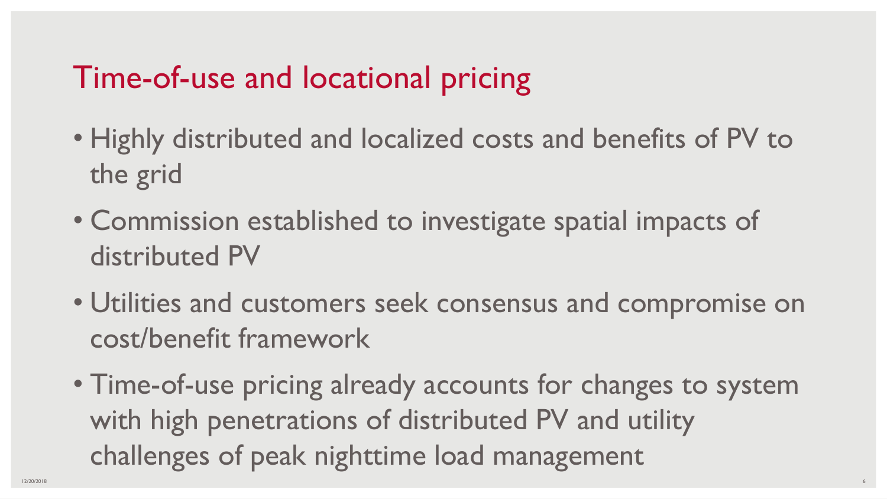# Time-of-use and locational pricing

- Highly distributed and localized costs and benefits of PV to the grid
- Commission established to investigate spatial impacts of distributed PV
- Utilities and customers seek consensus and compromise on cost/benefit framework
- Time-of-use pricing already accounts for changes to system with high penetrations of distributed PV and utility challenges of peak nighttime load management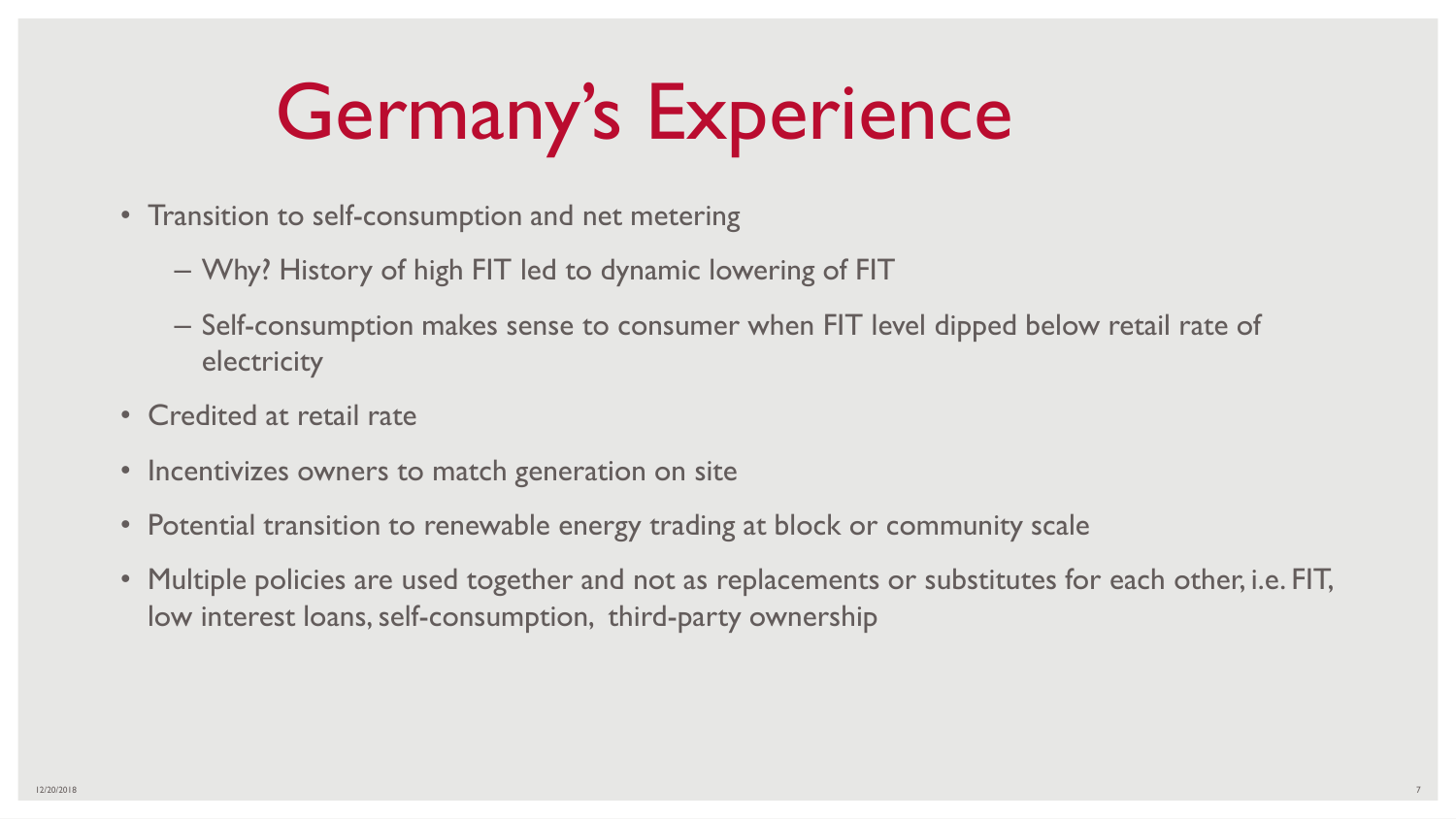# Germany's Experience

- Transition to self-consumption and net metering
  - Why? History of high FIT led to dynamic lowering of FIT
  - Self-consumption makes sense to consumer when FIT level dipped below retail rate of electricity
- Credited at retail rate
- Incentivizes owners to match generation on site
- Potential transition to renewable energy trading at block or community scale
- Multiple policies are used together and not as replacements or substitutes for each other, i.e. FIT, low interest loans, self-consumption, third-party ownership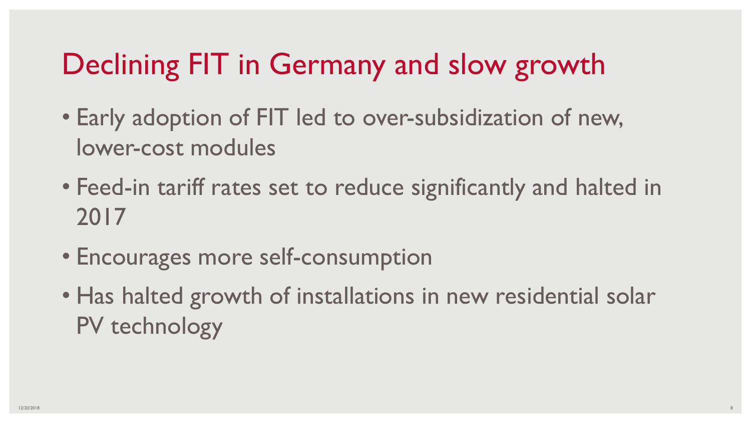# Declining FIT in Germany and slow growth

- Early adoption of FIT led to over-subsidization of new, lower-cost modules
- Feed-in tariff rates set to reduce significantly and halted in 2017
- Encourages more self-consumption
- Has halted growth of installations in new residential solar PV technology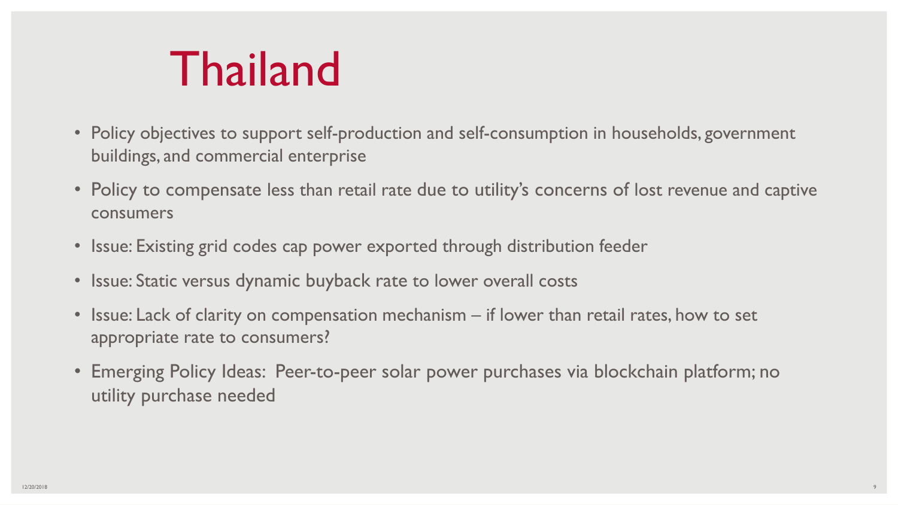# Thailand

- Policy objectives to support self-production and self-consumption in households, government buildings, and commercial enterprise
- Policy to compensate less than retail rate due to utility's concerns of lost revenue and captive consumers
- Issue: Existing grid codes cap power exported through distribution feeder
- Issue: Static versus dynamic buyback rate to lower overall costs
- Issue: Lack of clarity on compensation mechanism – if lower than retail rates, how to set appropriate rate to consumers?
- Emerging Policy Ideas: Peer-to-peer solar power purchases via blockchain platform; no utility purchase needed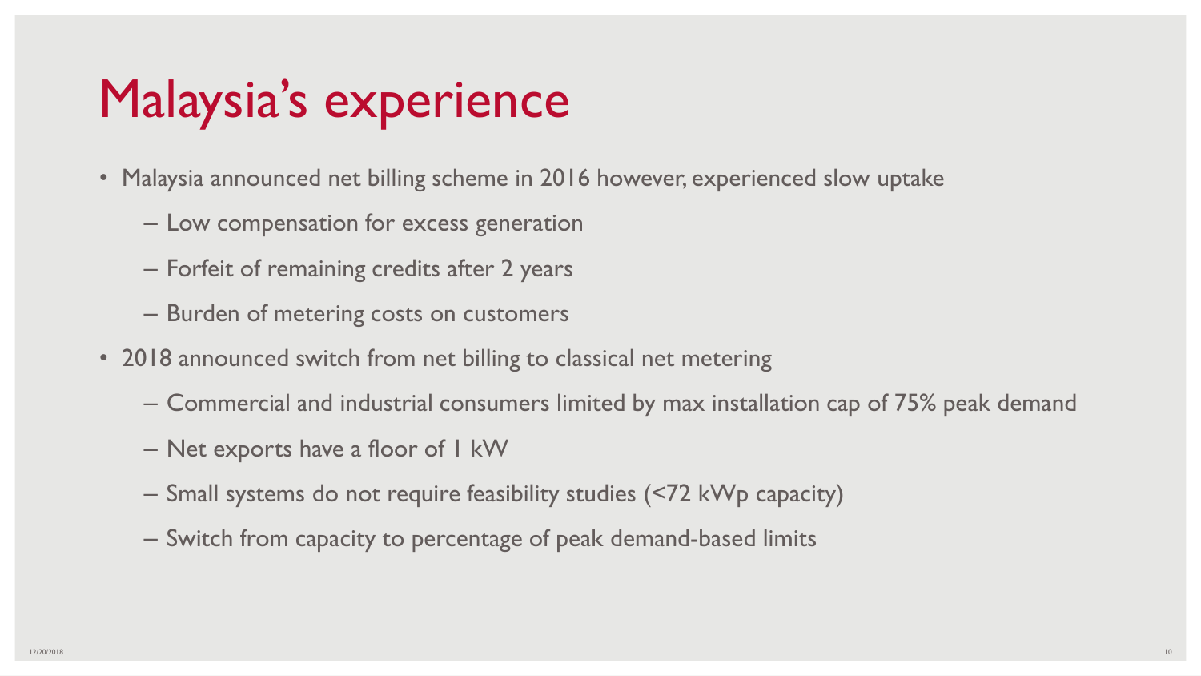# Malaysia's experience

- Malaysia announced net billing scheme in 2016 however, experienced slow uptake
  - Low compensation for excess generation
  - Forfeit of remaining credits after 2 years
  - Burden of metering costs on customers
- 2018 announced switch from net billing to classical net metering
  - Commercial and industrial consumers limited by max installation cap of 75% peak demand
  - Net exports have a floor of 1 kW
  - Small systems do not require feasibility studies (<72 kWp capacity)
  - Switch from capacity to percentage of peak demand-based limits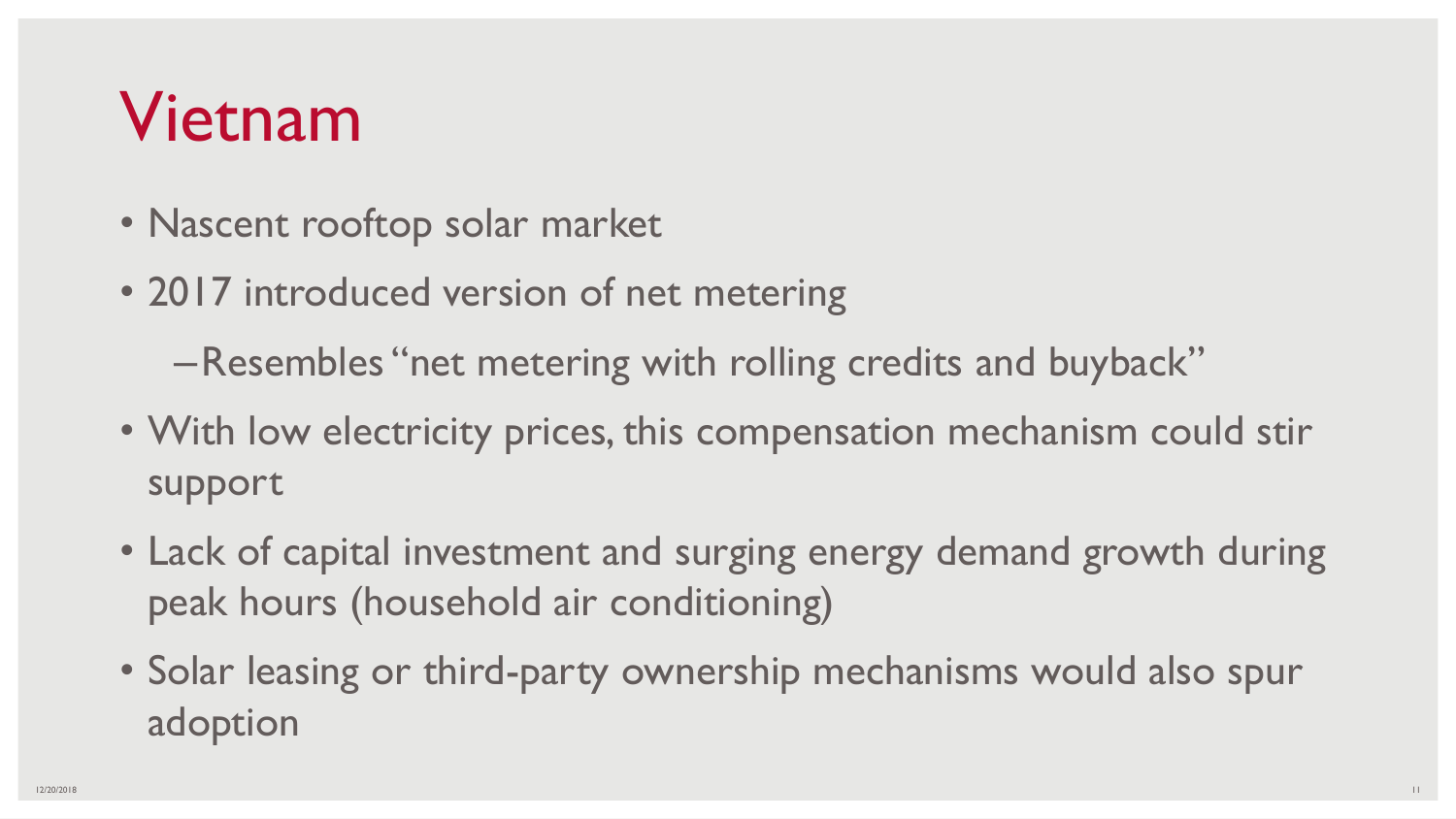# Vietnam

- Nascent rooftop solar market
- 2017 introduced version of net metering
  - Resembles "net metering with rolling credits and buyback"
- With low electricity prices, this compensation mechanism could stir support
- Lack of capital investment and surging energy demand growth during peak hours (household air conditioning)
- Solar leasing or third-party ownership mechanisms would also spur adoption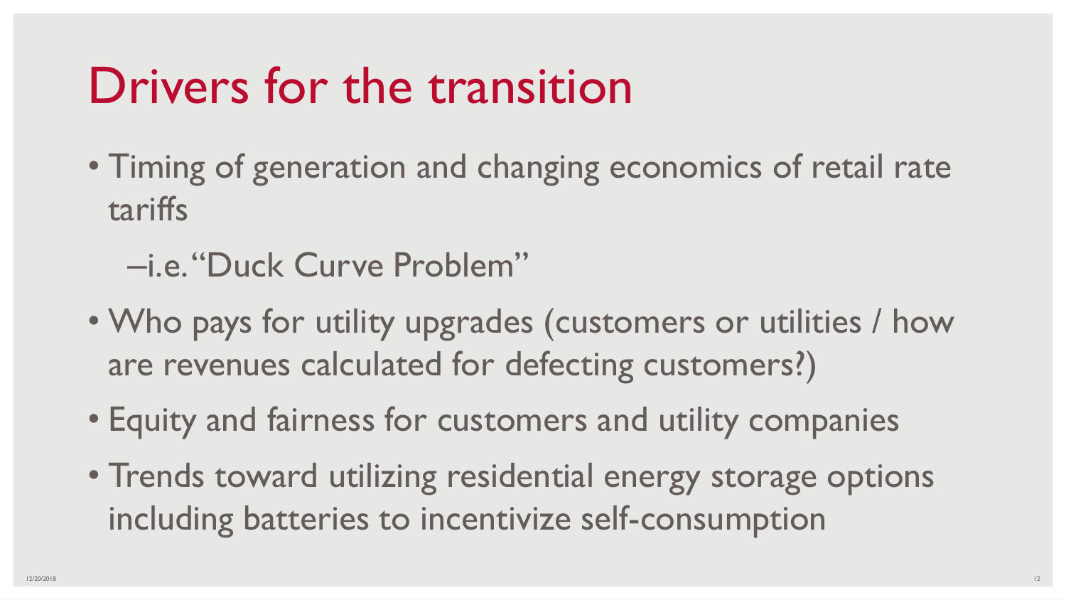# Drivers for the transition

- Timing of generation and changing economics of retail rate tariffs
  - i.e. "Duck Curve Problem"
- Who pays for utility upgrades (customers or utilities / how are revenues calculated for defecting customers?)
- Equity and fairness for customers and utility companies
- Trends toward utilizing residential energy storage options including batteries to incentivize self-consumption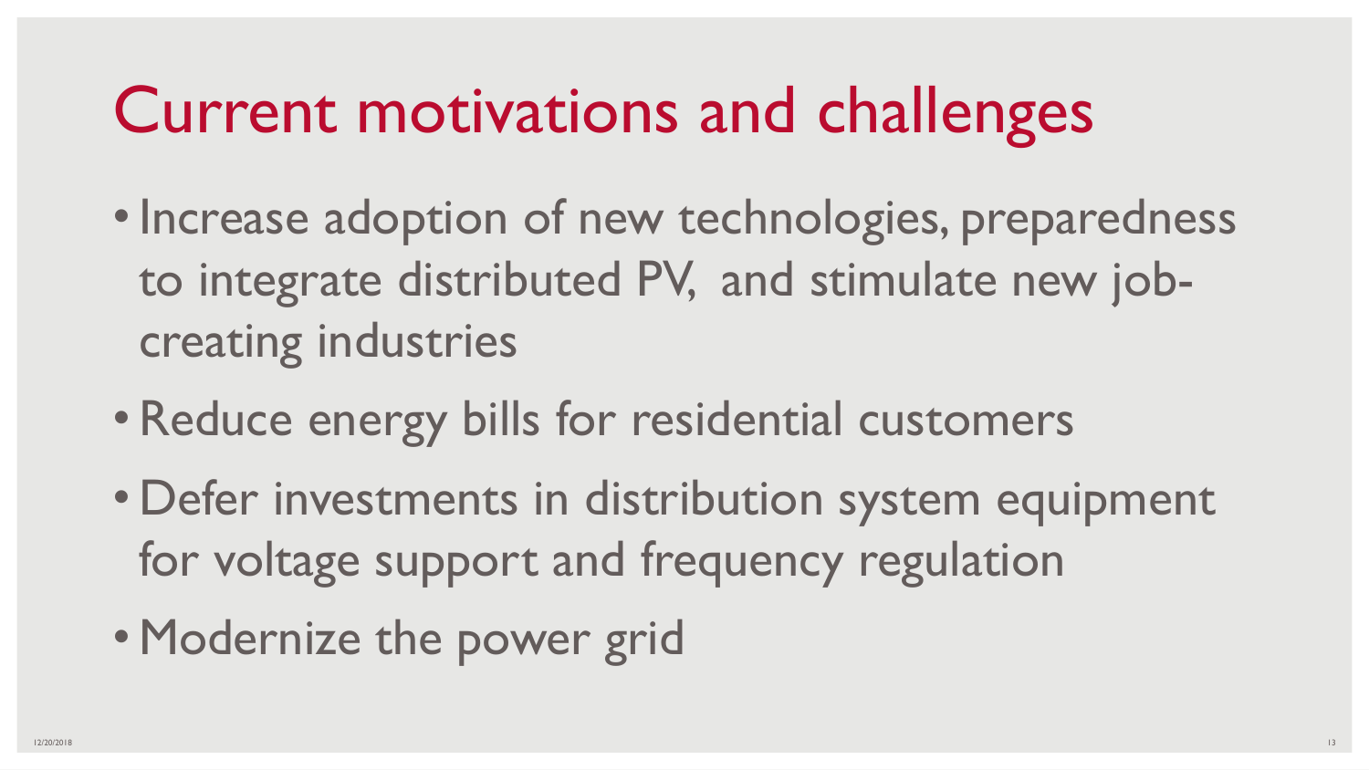# Current motivations and challenges

- Increase adoption of new technologies, preparedness to integrate distributed PV, and stimulate new job-creating industries
- Reduce energy bills for residential customers
- Defer investments in distribution system equipment for voltage support and frequency regulation
- Modernize the power grid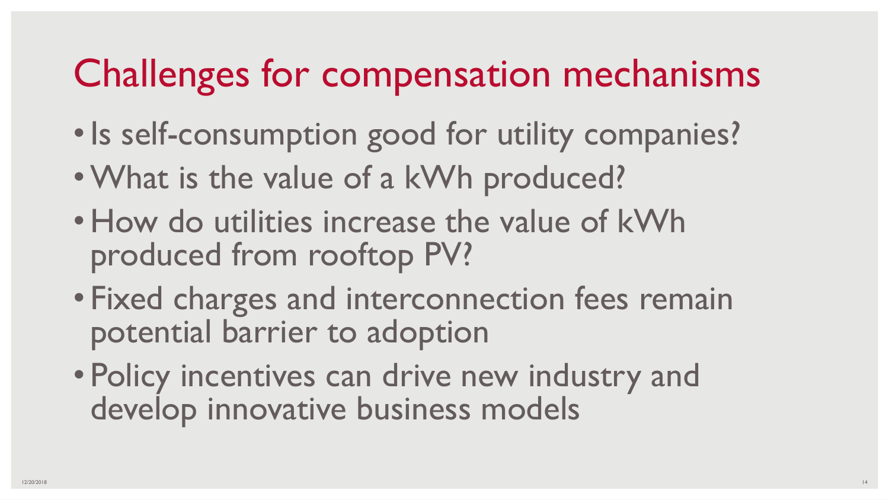# Challenges for compensation mechanisms

- Is self-consumption good for utility companies?
- What is the value of a kWh produced?
- How do utilities increase the value of kWh produced from rooftop PV?
- Fixed charges and interconnection fees remain potential barrier to adoption
- Policy incentives can drive new industry and develop innovative business models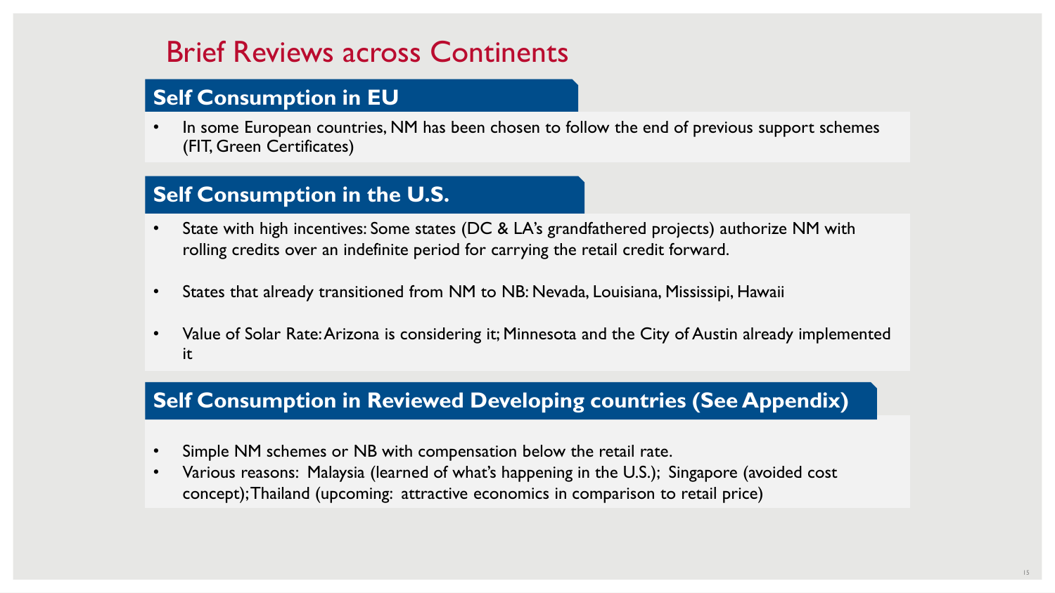# Brief Reviews across Continents

## Self Consumption in EU

- In some European countries, NM has been chosen to follow the end of previous support schemes (FIT, Green Certificates)

## Self Consumption in the U.S.

- State with high incentives: Some states (DC & LA's grandfathered projects) authorize NM with rolling credits over an indefinite period for carrying the retail credit forward.
- States that already transitioned from NM to NB: Nevada, Louisiana, Mississipi, Hawaii
- Value of Solar Rate: Arizona is considering it; Minnesota and the City of Austin already implemented it

## Self Consumption in Reviewed Developing countries (See Appendix)

- Simple NM schemes or NB with compensation below the retail rate.
- Various reasons: Malaysia (learned of what's happening in the U.S.); Singapore (avoided cost concept); Thailand (upcoming: attractive economics in comparison to retail price)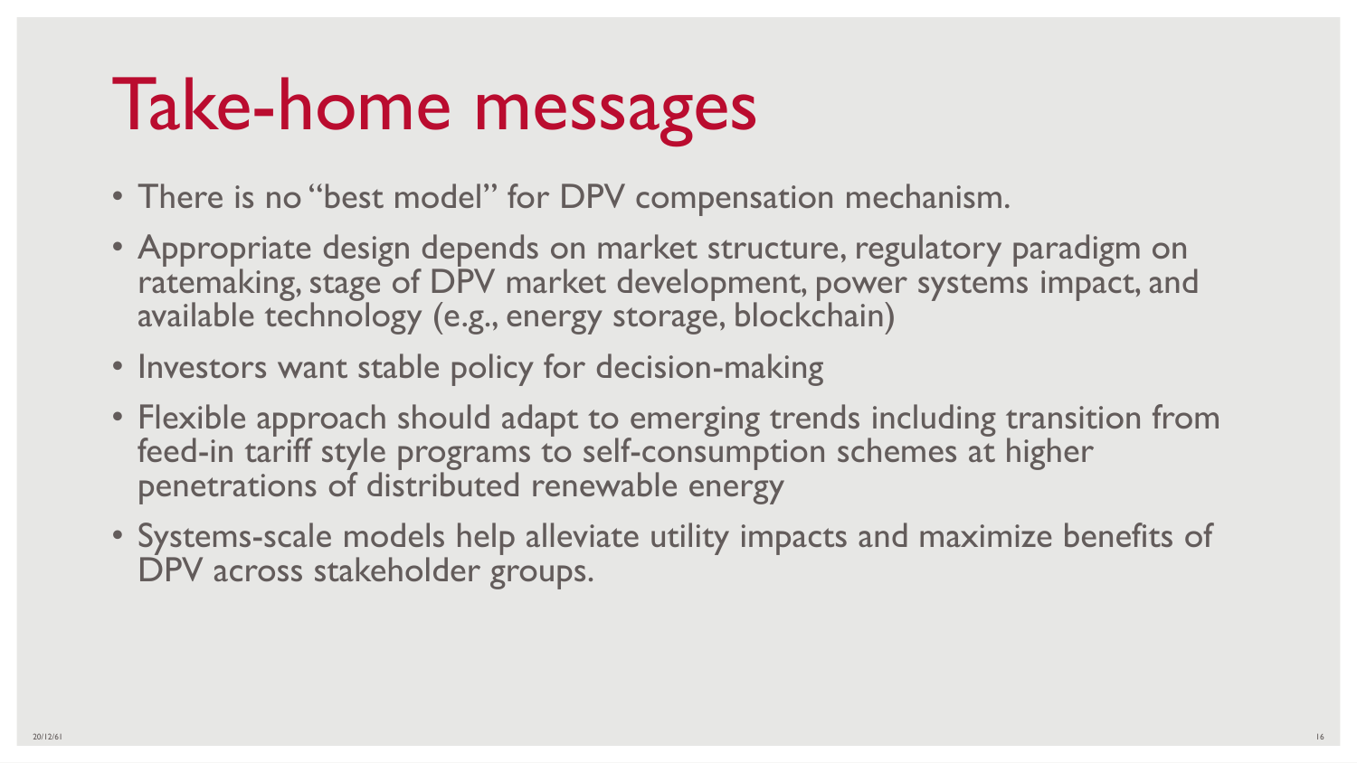# Take-home messages

- There is no "best model" for DPV compensation mechanism.
- Appropriate design depends on market structure, regulatory paradigm on ratemaking, stage of DPV market development, power systems impact, and available technology (e.g., energy storage, blockchain)
- Investors want stable policy for decision-making
- Flexible approach should adapt to emerging trends including transition from feed-in tariff style programs to self-consumption schemes at higher penetrations of distributed renewable energy
- Systems-scale models help alleviate utility impacts and maximize benefits of DPV across stakeholder groups.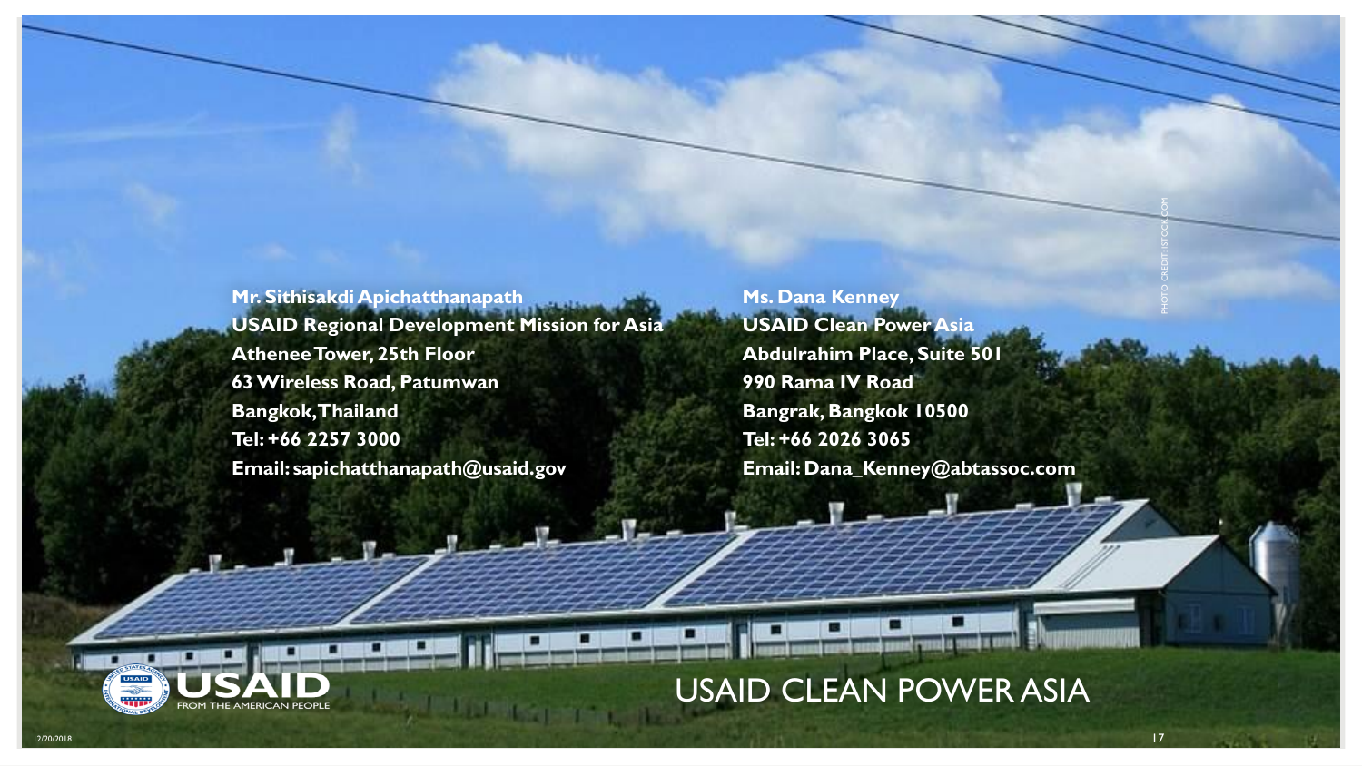**Mr. Sithisakdi Apichatthanapath**
**USAID Regional Development Mission for Asia**
**Athenee Tower, 25th Floor**
**63 Wireless Road, Patumwan**
**Bangkok, Thailand**
**Tel: +66 2257 3000**
**Email: sapichatthanapath@usaid.gov**

**Ms. Dana Kenney**
**USAID Clean Power Asia**
**Abdulrahim Place, Suite 501**
**990 Rama IV Road**
**Bangrak, Bangkok 10500**
**Tel: +66 2026 3065**
**Email: Dana_Kenney@abtassoc.com**

PHOTO CREDIT: ISTOCK.COM

USAID FROM THE AMERICAN PEOPLE

USAID CLEAN POWER ASIA

12/20/2018